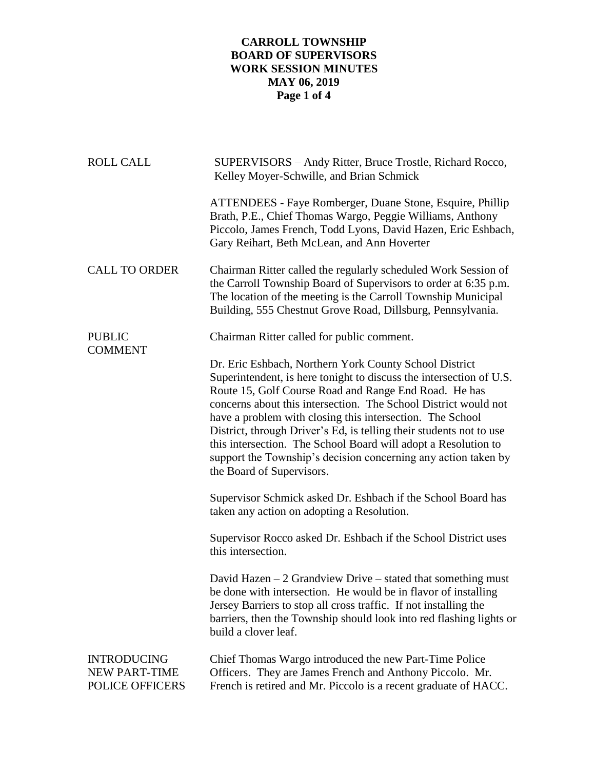**CARROLL TOWNSHIP**
**BOARD OF SUPERVISORS**
**WORK SESSION MINUTES**
**MAY 06, 2019**

| | |
|---|---|
| ROLL CALL | SUPERVISORS – Andy Ritter, Bruce Trostle, Richard Rocco, Kelley Moyer-Schwille, and Brian Schmick |
| | ATTENDEES - Faye Romberger, Duane Stone, Esquire, Phillip Brath, P.E., Chief Thomas Wargo, Peggie Williams, Anthony Piccolo, James French, Todd Lyons, David Hazen, Eric Eshbach, Gary Reihart, Beth McLean, and Ann Hoverter |
| CALL TO ORDER | Chairman Ritter called the regularly scheduled Work Session of the Carroll Township Board of Supervisors to order at 6:35 p.m. The location of the meeting is the Carroll Township Municipal Building, 555 Chestnut Grove Road, Dillsburg, Pennsylvania. |
| PUBLIC COMMENT | Chairman Ritter called for public comment. |
| | Dr. Eric Eshbach, Northern York County School District Superintendent, is here tonight to discuss the intersection of U.S. Route 15, Golf Course Road and Range End Road. He has concerns about this intersection. The School District would not have a problem with closing this intersection. The School District, through Driver's Ed, is telling their students not to use this intersection. The School Board will adopt a Resolution to support the Township's decision concerning any action taken by the Board of Supervisors. |
| | Supervisor Schmick asked Dr. Eshbach if the School Board has taken any action on adopting a Resolution. |
| | Supervisor Rocco asked Dr. Eshbach if the School District uses this intersection. |
| | David Hazen – 2 Grandview Drive – stated that something must be done with intersection. He would be in flavor of installing Jersey Barriers to stop all cross traffic. If not installing the barriers, then the Township should look into red flashing lights or build a clover leaf. |
| INTRODUCING NEW PART-TIME POLICE OFFICERS | Chief Thomas Wargo introduced the new Part-Time Police Officers. They are James French and Anthony Piccolo. Mr. French is retired and Mr. Piccolo is a recent graduate of HACC. |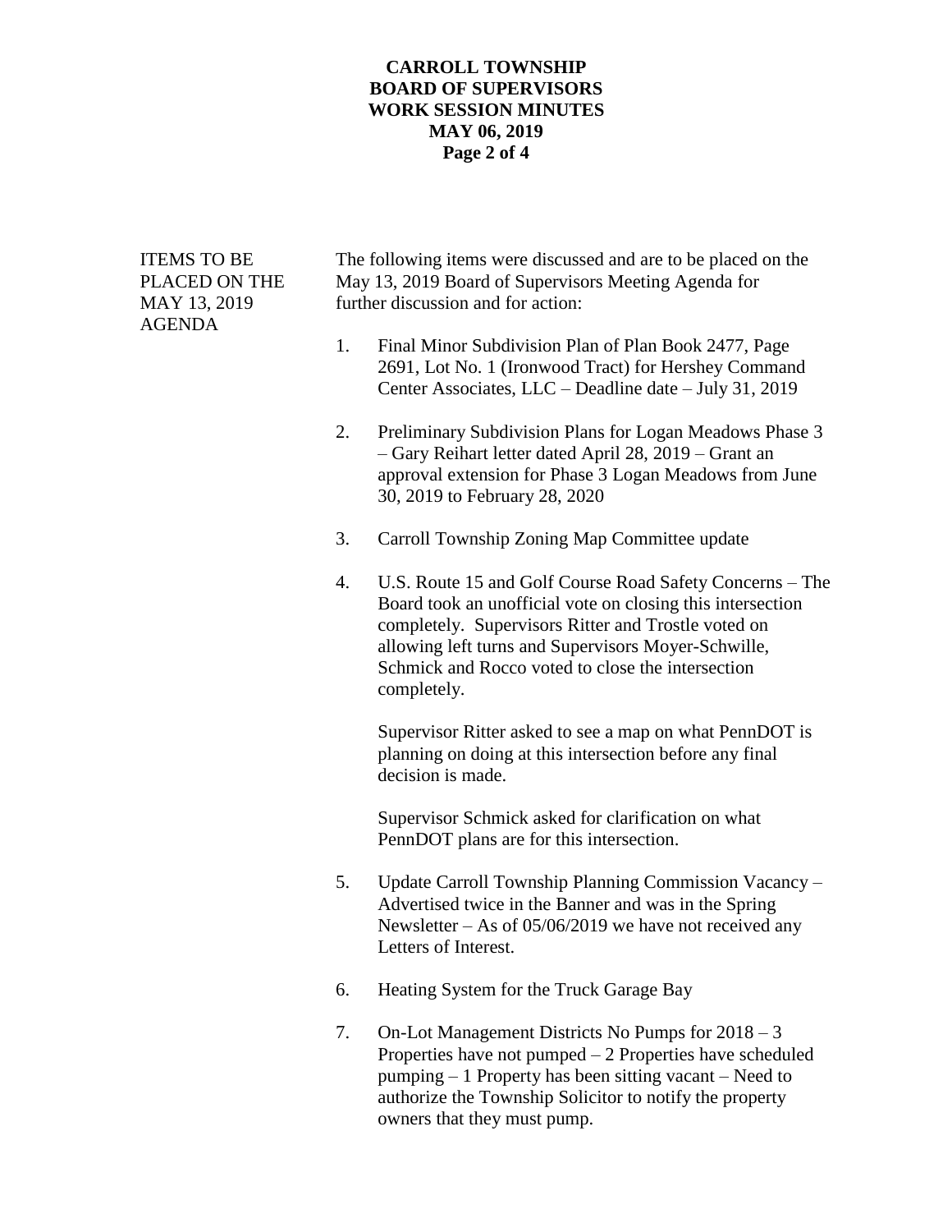**ITEMS TO BE PLACED ON THE MAY 13, 2019 AGENDA**

The following items were discussed and are to be placed on the May 13, 2019 Board of Supervisors Meeting Agenda for further discussion and for action:

1. Final Minor Subdivision Plan of Plan Book 2477, Page 2691, Lot No. 1 (Ironwood Tract) for Hershey Command Center Associates, LLC – Deadline date – July 31, 2019

2. Preliminary Subdivision Plans for Logan Meadows Phase 3 – Gary Reihart letter dated April 28, 2019 – Grant an approval extension for Phase 3 Logan Meadows from June 30, 2019 to February 28, 2020

3. Carroll Township Zoning Map Committee update

4. U.S. Route 15 and Golf Course Road Safety Concerns – The Board took an unofficial vote on closing this intersection completely. Supervisors Ritter and Trostle voted on allowing left turns and Supervisors Moyer-Schwille, Schmick and Rocco voted to close the intersection completely.

   Supervisor Ritter asked to see a map on what PennDOT is planning on doing at this intersection before any final decision is made.

   Supervisor Schmick asked for clarification on what PennDOT plans are for this intersection.

5. Update Carroll Township Planning Commission Vacancy – Advertised twice in the Banner and was in the Spring Newsletter – As of 05/06/2019 we have not received any Letters of Interest.

6. Heating System for the Truck Garage Bay

7. On-Lot Management Districts No Pumps for 2018 – 3 Properties have not pumped – 2 Properties have scheduled pumping – 1 Property has been sitting vacant – Need to authorize the Township Solicitor to notify the property owners that they must pump.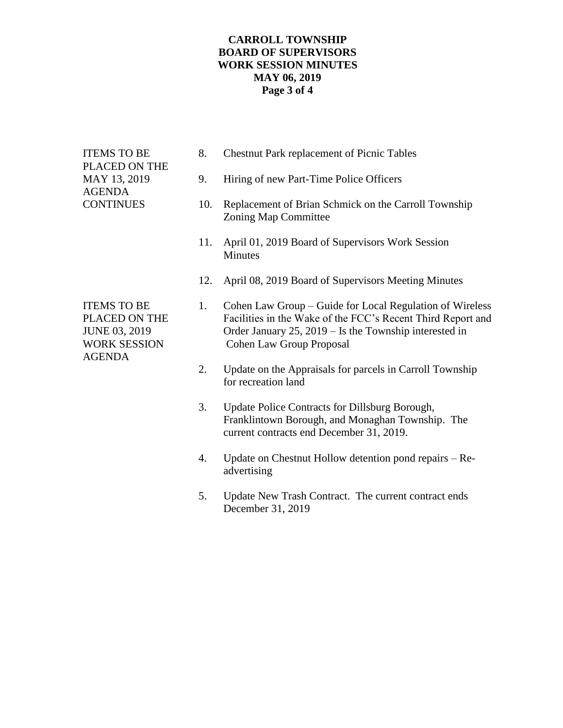**ITEMS TO BE PLACED ON THE MAY 13, 2019 AGENDA CONTINUES**

8. Chestnut Park replacement of Picnic Tables
9. Hiring of new Part-Time Police Officers
10. Replacement of Brian Schmick on the Carroll Township Zoning Map Committee
11. April 01, 2019 Board of Supervisors Work Session Minutes
12. April 08, 2019 Board of Supervisors Meeting Minutes

**ITEMS TO BE PLACED ON THE JUNE 03, 2019 WORK SESSION AGENDA**

1. Cohen Law Group – Guide for Local Regulation of Wireless Facilities in the Wake of the FCC's Recent Third Report and Order January 25, 2019 – Is the Township interested in Cohen Law Group Proposal
2. Update on the Appraisals for parcels in Carroll Township for recreation land
3. Update Police Contracts for Dillsburg Borough, Franklintown Borough, and Monaghan Township. The current contracts end December 31, 2019.
4. Update on Chestnut Hollow detention pond repairs – Re-advertising
5. Update New Trash Contract. The current contract ends December 31, 2019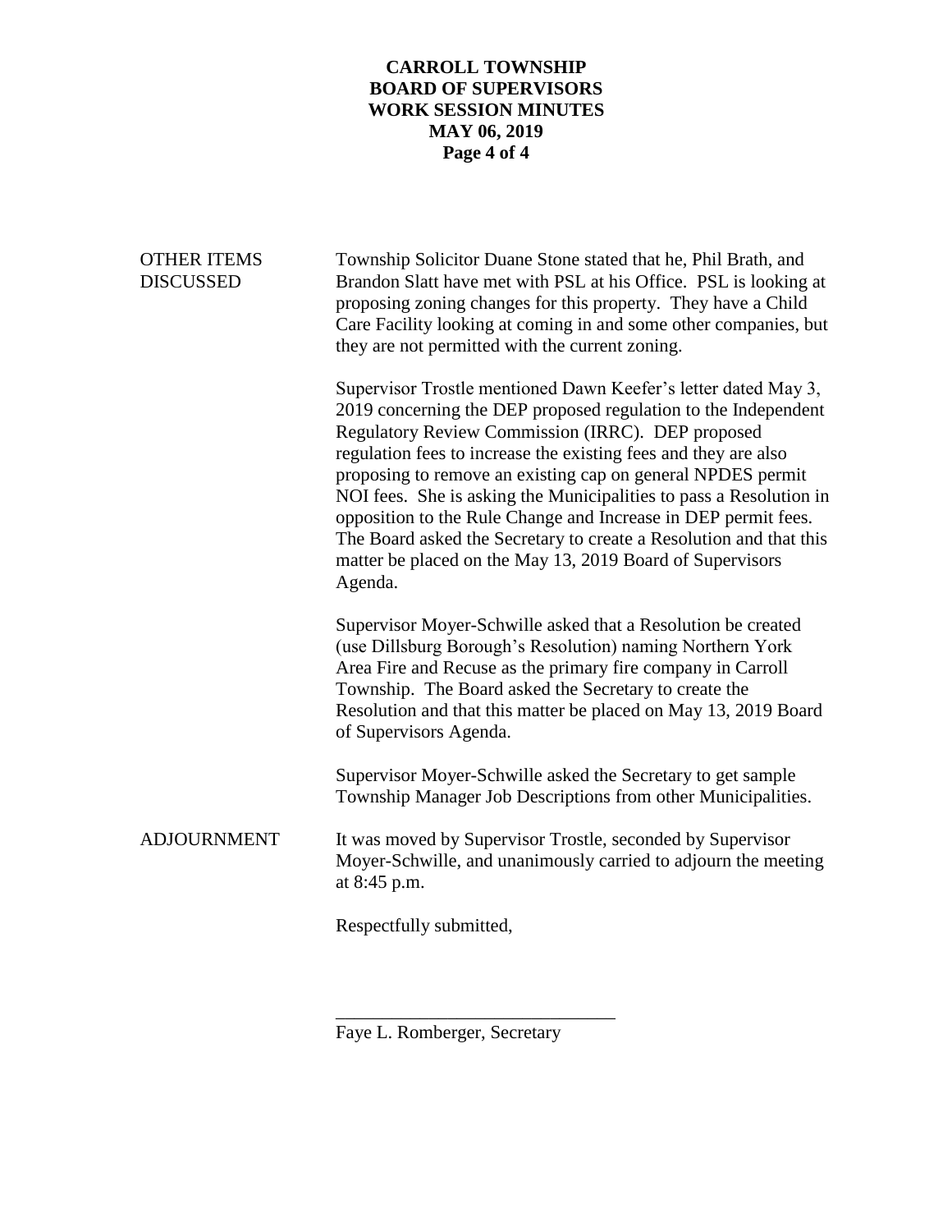**OTHER ITEMS DISCUSSED**

Township Solicitor Duane Stone stated that he, Phil Brath, and Brandon Slatt have met with PSL at his Office. PSL is looking at proposing zoning changes for this property. They have a Child Care Facility looking at coming in and some other companies, but they are not permitted with the current zoning.

Supervisor Trostle mentioned Dawn Keefer's letter dated May 3, 2019 concerning the DEP proposed regulation to the Independent Regulatory Review Commission (IRRC). DEP proposed regulation fees to increase the existing fees and they are also proposing to remove an existing cap on general NPDES permit NOI fees. She is asking the Municipalities to pass a Resolution in opposition to the Rule Change and Increase in DEP permit fees. The Board asked the Secretary to create a Resolution and that this matter be placed on the May 13, 2019 Board of Supervisors Agenda.

Supervisor Moyer-Schwille asked that a Resolution be created (use Dillsburg Borough's Resolution) naming Northern York Area Fire and Recuse as the primary fire company in Carroll Township. The Board asked the Secretary to create the Resolution and that this matter be placed on May 13, 2019 Board of Supervisors Agenda.

Supervisor Moyer-Schwille asked the Secretary to get sample Township Manager Job Descriptions from other Municipalities.

**ADJOURNMENT**

It was moved by Supervisor Trostle, seconded by Supervisor Moyer-Schwille, and unanimously carried to adjourn the meeting at 8:45 p.m.

Respectfully submitted,

\_\_\_\_\_\_\_\_\_\_\_\_\_\_\_\_\_\_\_\_\_\_\_\_\_\_\_\_\_\_

Faye L. Romberger, Secretary